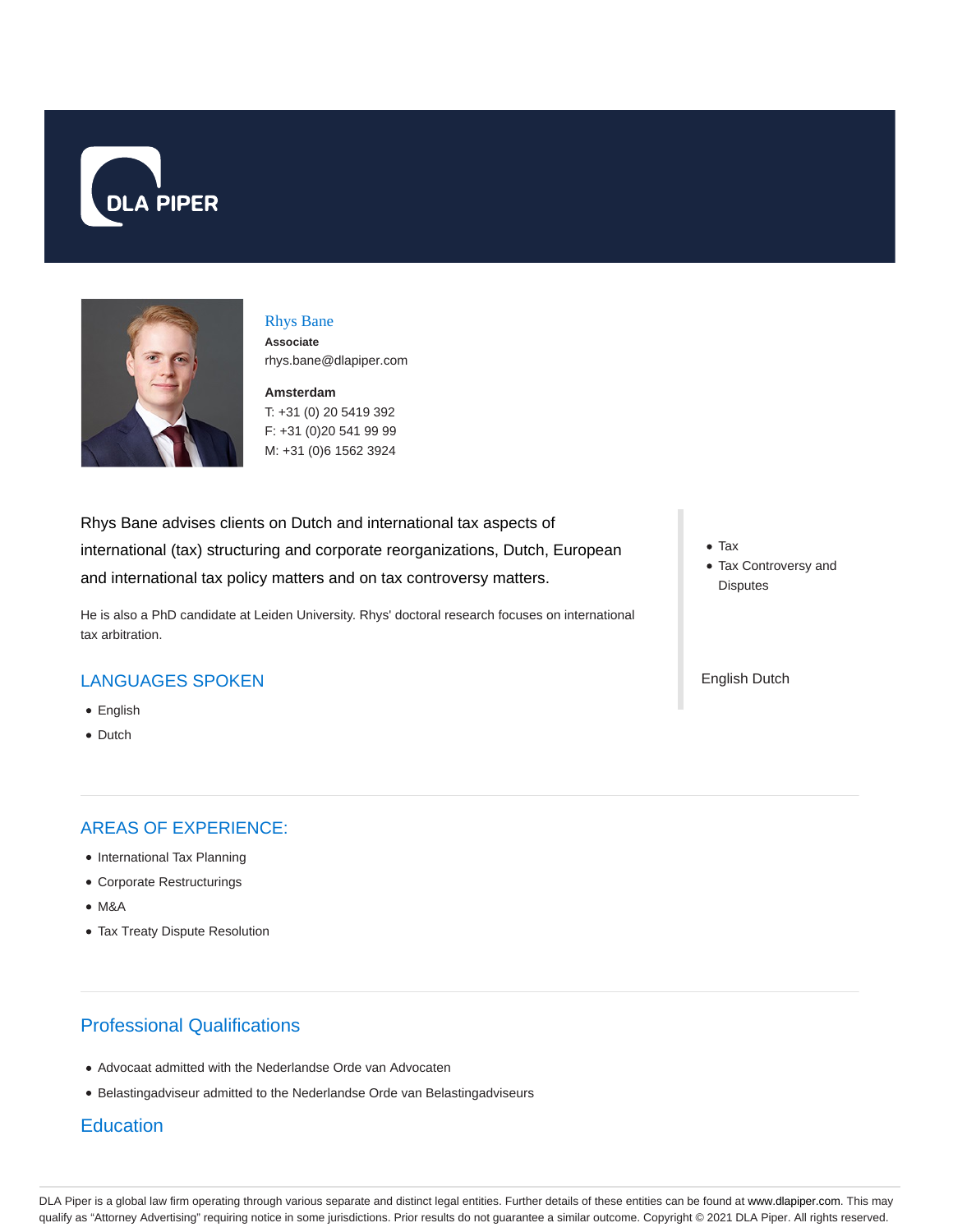DLA PIPER

# Rhys Bane

**Associate**
rhys.bane@dlapiper.com

**Amsterdam**
T: +31 (0) 20 5419 392
F: +31 (0)20 541 99 99
M: +31 (0)6 1562 3924

Rhys Bane advises clients on Dutch and international tax aspects of international (tax) structuring and corporate reorganizations, Dutch, European and international tax policy matters and on tax controversy matters.

He is also a PhD candidate at Leiden University. Rhys' doctoral research focuses on international tax arbitration.

- Tax
- Tax Controversy and Disputes

English Dutch

## LANGUAGES SPOKEN

- English
- Dutch

## AREAS OF EXPERIENCE:

- International Tax Planning
- Corporate Restructurings
- M&A
- Tax Treaty Dispute Resolution

## Professional Qualifications

- Advocaat admitted with the Nederlandse Orde van Advocaten
- Belastingadviseur admitted to the Nederlandse Orde van Belastingadviseurs

## Education

DLA Piper is a global law firm operating through various separate and distinct legal entities. Further details of these entities can be found at www.dlapiper.com. This may qualify as "Attorney Advertising" requiring notice in some jurisdictions. Prior results do not guarantee a similar outcome. Copyright © 2021 DLA Piper. All rights reserved.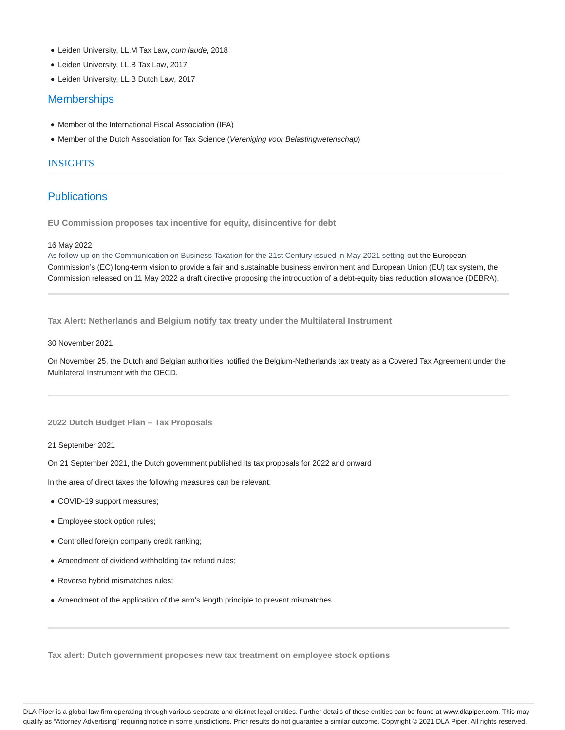- Leiden University, LL.M Tax Law, *cum laude*, 2018
- Leiden University, LL.B Tax Law, 2017
- Leiden University, LL.B Dutch Law, 2017

## Memberships

- Member of the International Fiscal Association (IFA)
- Member of the Dutch Association for Tax Science (*Vereniging voor Belastingwetenschap*)

## INSIGHTS

## Publications

### EU Commission proposes tax incentive for equity, disincentive for debt

16 May 2022

As follow-up on the Communication on Business Taxation for the 21st Century issued in May 2021 setting-out the European Commission's (EC) long-term vision to provide a fair and sustainable business environment and European Union (EU) tax system, the Commission released on 11 May 2022 a draft directive proposing the introduction of a debt-equity bias reduction allowance (DEBRA).

---

### Tax Alert: Netherlands and Belgium notify tax treaty under the Multilateral Instrument

30 November 2021

On November 25, the Dutch and Belgian authorities notified the Belgium-Netherlands tax treaty as a Covered Tax Agreement under the Multilateral Instrument with the OECD.

---

### 2022 Dutch Budget Plan – Tax Proposals

21 September 2021

On 21 September 2021, the Dutch government published its tax proposals for 2022 and onward

In the area of direct taxes the following measures can be relevant:

- COVID-19 support measures;
- Employee stock option rules;
- Controlled foreign company credit ranking;
- Amendment of dividend withholding tax refund rules;
- Reverse hybrid mismatches rules;
- Amendment of the application of the arm's length principle to prevent mismatches

---

### Tax alert: Dutch government proposes new tax treatment on employee stock options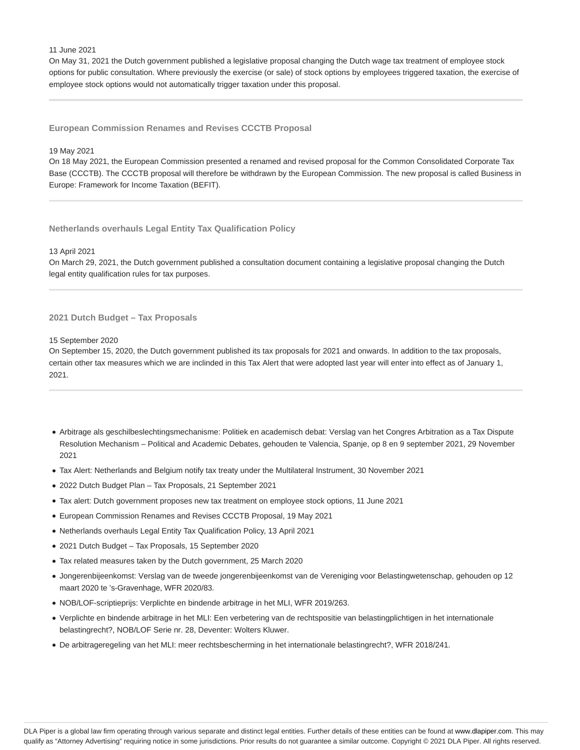11 June 2021

On May 31, 2021 the Dutch government published a legislative proposal changing the Dutch wage tax treatment of employee stock options for public consultation. Where previously the exercise (or sale) of stock options by employees triggered taxation, the exercise of employee stock options would not automatically trigger taxation under this proposal.

---

### European Commission Renames and Revises CCCTB Proposal

19 May 2021

On 18 May 2021, the European Commission presented a renamed and revised proposal for the Common Consolidated Corporate Tax Base (CCCTB). The CCCTB proposal will therefore be withdrawn by the European Commission. The new proposal is called Business in Europe: Framework for Income Taxation (BEFIT).

---

### Netherlands overhauls Legal Entity Tax Qualification Policy

13 April 2021

On March 29, 2021, the Dutch government published a consultation document containing a legislative proposal changing the Dutch legal entity qualification rules for tax purposes.

---

### 2021 Dutch Budget – Tax Proposals

15 September 2020

On September 15, 2020, the Dutch government published its tax proposals for 2021 and onwards. In addition to the tax proposals, certain other tax measures which we are inclinded in this Tax Alert that were adopted last year will enter into effect as of January 1, 2021.

---

- Arbitrage als geschilbeslechtingsmechanisme: Politiek en academisch debat: Verslag van het Congres Arbitration as a Tax Dispute Resolution Mechanism – Political and Academic Debates, gehouden te Valencia, Spanje, op 8 en 9 september 2021, 29 November 2021
- Tax Alert: Netherlands and Belgium notify tax treaty under the Multilateral Instrument, 30 November 2021
- 2022 Dutch Budget Plan – Tax Proposals, 21 September 2021
- Tax alert: Dutch government proposes new tax treatment on employee stock options, 11 June 2021
- European Commission Renames and Revises CCCTB Proposal, 19 May 2021
- Netherlands overhauls Legal Entity Tax Qualification Policy, 13 April 2021
- 2021 Dutch Budget – Tax Proposals, 15 September 2020
- Tax related measures taken by the Dutch government, 25 March 2020
- Jongerenbijeenkomst: Verslag van de tweede jongerenbijeenkomst van de Vereniging voor Belastingwetenschap, gehouden op 12 maart 2020 te 's-Gravenhage, WFR 2020/83.
- NOB/LOF-scriptieprijs: Verplichte en bindende arbitrage in het MLI, WFR 2019/263.
- Verplichte en bindende arbitrage in het MLI: Een verbetering van de rechtspositie van belastingplichtigen in het internationale belastingrecht?, NOB/LOF Serie nr. 28, Deventer: Wolters Kluwer.
- De arbitrageregeling van het MLI: meer rechtsbescherming in het internationale belastingrecht?, WFR 2018/241.

DLA Piper is a global law firm operating through various separate and distinct legal entities. Further details of these entities can be found at www.dlapiper.com. This may qualify as "Attorney Advertising" requiring notice in some jurisdictions. Prior results do not guarantee a similar outcome. Copyright © 2021 DLA Piper. All rights reserved.